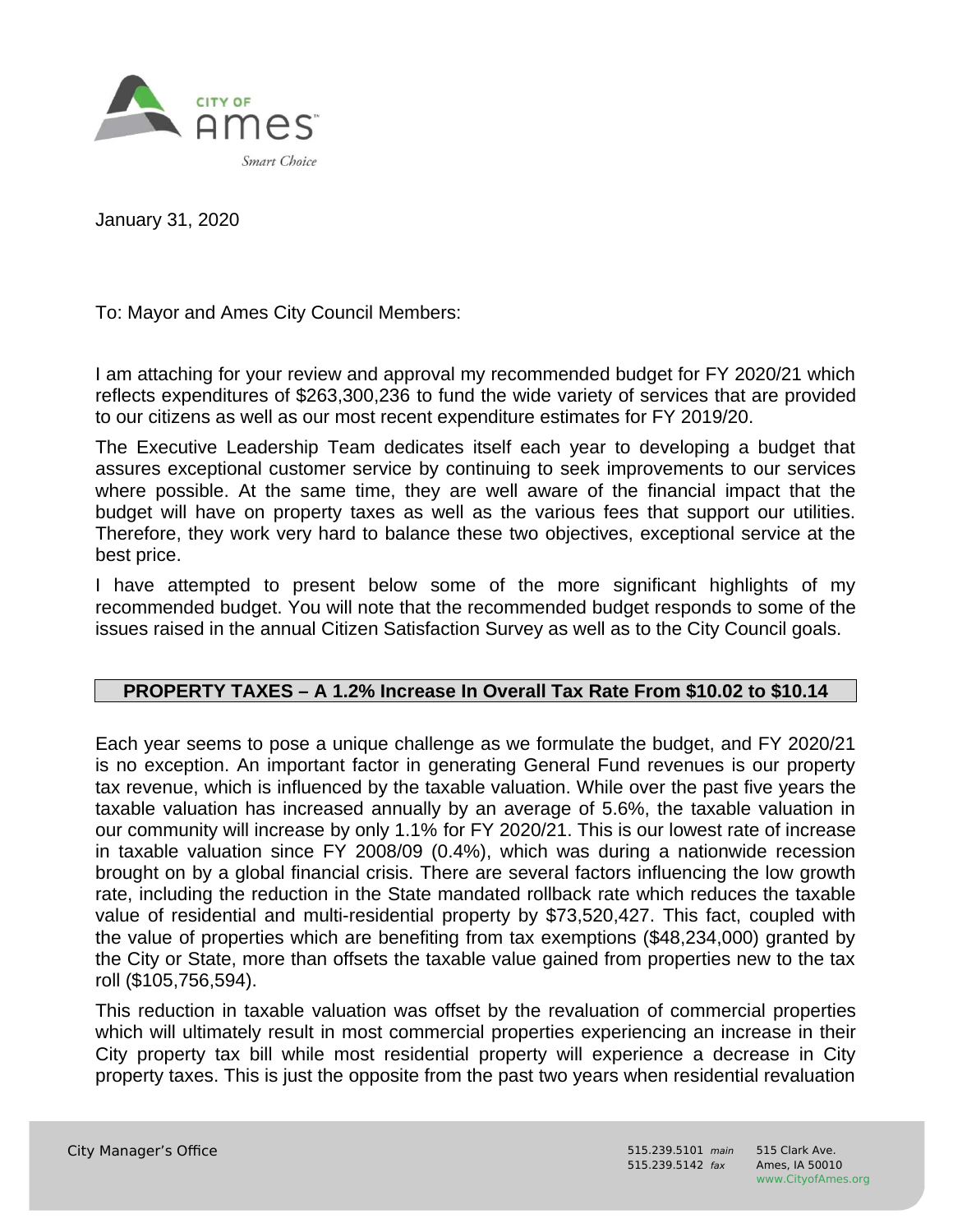January 31, 2020

To: Mayor and Ames City Council Members:

I am attaching for your review and approval my recommended budget for FY 2020/21 which reflects expenditures of $263,300,236 to fund the wide variety of services that are provided to our citizens as well as our most recent expenditure estimates for FY 2019/20.

The Executive Leadership Team dedicates itself each year to developing a budget that assures exceptional customer service by continuing to seek improvements to our services where possible. At the same time, they are well aware of the financial impact that the budget will have on property taxes as well as the various fees that support our utilities. Therefore, they work very hard to balance these two objectives, exceptional service at the best price.

I have attempted to present below some of the more significant highlights of my recommended budget. You will note that the recommended budget responds to some of the issues raised in the annual Citizen Satisfaction Survey as well as to the City Council goals.

## PROPERTY TAXES – A 1.2% Increase In Overall Tax Rate From $10.02 to $10.14

Each year seems to pose a unique challenge as we formulate the budget, and FY 2020/21 is no exception. An important factor in generating General Fund revenues is our property tax revenue, which is influenced by the taxable valuation. While over the past five years the taxable valuation has increased annually by an average of 5.6%, the taxable valuation in our community will increase by only 1.1% for FY 2020/21. This is our lowest rate of increase in taxable valuation since FY 2008/09 (0.4%), which was during a nationwide recession brought on by a global financial crisis. There are several factors influencing the low growth rate, including the reduction in the State mandated rollback rate which reduces the taxable value of residential and multi-residential property by $73,520,427. This fact, coupled with the value of properties which are benefiting from tax exemptions ($48,234,000) granted by the City or State, more than offsets the taxable value gained from properties new to the tax roll ($105,756,594).

This reduction in taxable valuation was offset by the revaluation of commercial properties which will ultimately result in most commercial properties experiencing an increase in their City property tax bill while most residential property will experience a decrease in City property taxes. This is just the opposite from the past two years when residential revaluation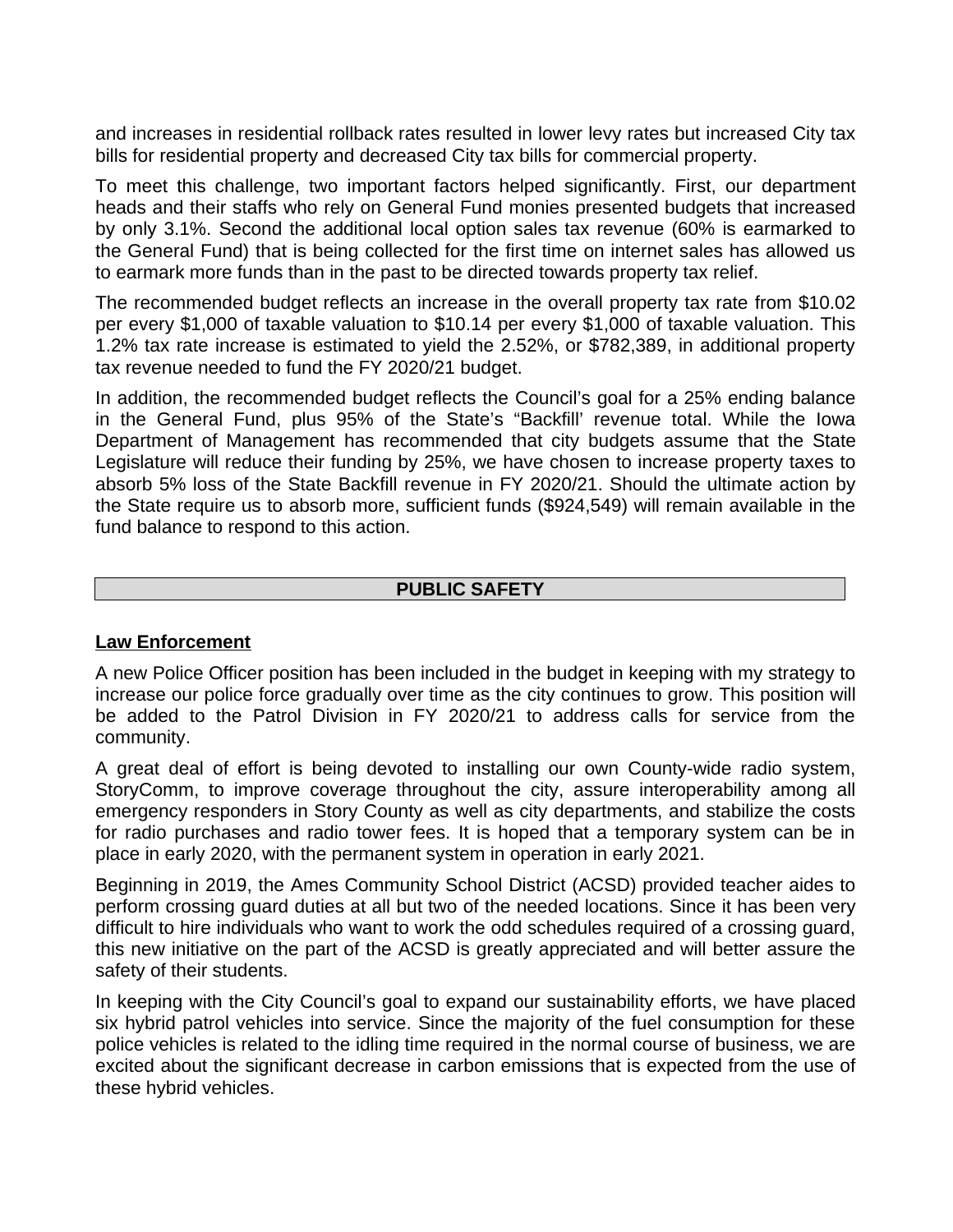and increases in residential rollback rates resulted in lower levy rates but increased City tax bills for residential property and decreased City tax bills for commercial property.

To meet this challenge, two important factors helped significantly. First, our department heads and their staffs who rely on General Fund monies presented budgets that increased by only 3.1%. Second the additional local option sales tax revenue (60% is earmarked to the General Fund) that is being collected for the first time on internet sales has allowed us to earmark more funds than in the past to be directed towards property tax relief.

The recommended budget reflects an increase in the overall property tax rate from $10.02 per every $1,000 of taxable valuation to $10.14 per every $1,000 of taxable valuation. This 1.2% tax rate increase is estimated to yield the 2.52%, or $782,389, in additional property tax revenue needed to fund the FY 2020/21 budget.

In addition, the recommended budget reflects the Council's goal for a 25% ending balance in the General Fund, plus 95% of the State's "Backfill' revenue total. While the Iowa Department of Management has recommended that city budgets assume that the State Legislature will reduce their funding by 25%, we have chosen to increase property taxes to absorb 5% loss of the State Backfill revenue in FY 2020/21. Should the ultimate action by the State require us to absorb more, sufficient funds ($924,549) will remain available in the fund balance to respond to this action.

## PUBLIC SAFETY

### Law Enforcement

A new Police Officer position has been included in the budget in keeping with my strategy to increase our police force gradually over time as the city continues to grow. This position will be added to the Patrol Division in FY 2020/21 to address calls for service from the community.

A great deal of effort is being devoted to installing our own County-wide radio system, StoryComm, to improve coverage throughout the city, assure interoperability among all emergency responders in Story County as well as city departments, and stabilize the costs for radio purchases and radio tower fees. It is hoped that a temporary system can be in place in early 2020, with the permanent system in operation in early 2021.

Beginning in 2019, the Ames Community School District (ACSD) provided teacher aides to perform crossing guard duties at all but two of the needed locations. Since it has been very difficult to hire individuals who want to work the odd schedules required of a crossing guard, this new initiative on the part of the ACSD is greatly appreciated and will better assure the safety of their students.

In keeping with the City Council's goal to expand our sustainability efforts, we have placed six hybrid patrol vehicles into service. Since the majority of the fuel consumption for these police vehicles is related to the idling time required in the normal course of business, we are excited about the significant decrease in carbon emissions that is expected from the use of these hybrid vehicles.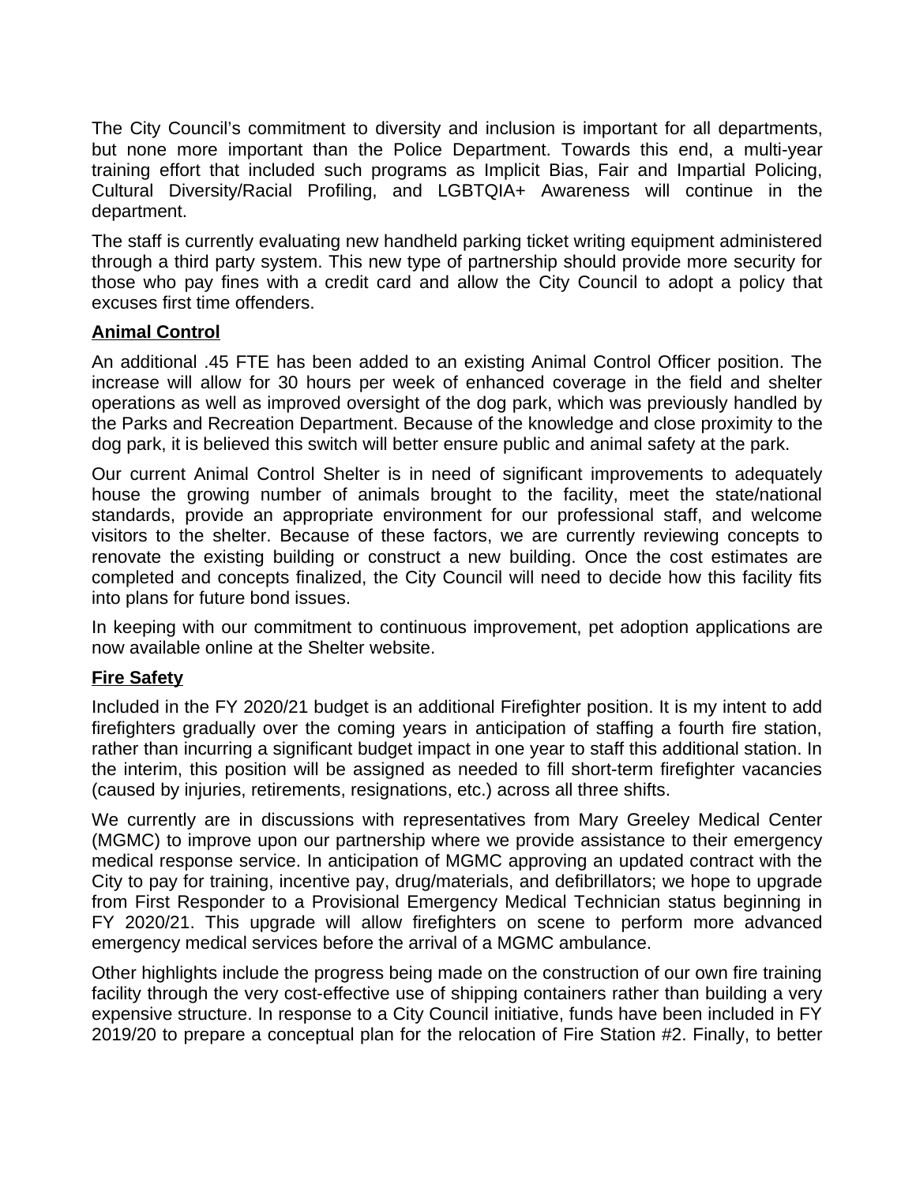The City Council's commitment to diversity and inclusion is important for all departments, but none more important than the Police Department. Towards this end, a multi-year training effort that included such programs as Implicit Bias, Fair and Impartial Policing, Cultural Diversity/Racial Profiling, and LGBTQIA+ Awareness will continue in the department.

The staff is currently evaluating new handheld parking ticket writing equipment administered through a third party system. This new type of partnership should provide more security for those who pay fines with a credit card and allow the City Council to adopt a policy that excuses first time offenders.

## Animal Control

An additional .45 FTE has been added to an existing Animal Control Officer position. The increase will allow for 30 hours per week of enhanced coverage in the field and shelter operations as well as improved oversight of the dog park, which was previously handled by the Parks and Recreation Department. Because of the knowledge and close proximity to the dog park, it is believed this switch will better ensure public and animal safety at the park.

Our current Animal Control Shelter is in need of significant improvements to adequately house the growing number of animals brought to the facility, meet the state/national standards, provide an appropriate environment for our professional staff, and welcome visitors to the shelter. Because of these factors, we are currently reviewing concepts to renovate the existing building or construct a new building. Once the cost estimates are completed and concepts finalized, the City Council will need to decide how this facility fits into plans for future bond issues.

In keeping with our commitment to continuous improvement, pet adoption applications are now available online at the Shelter website.

## Fire Safety

Included in the FY 2020/21 budget is an additional Firefighter position. It is my intent to add firefighters gradually over the coming years in anticipation of staffing a fourth fire station, rather than incurring a significant budget impact in one year to staff this additional station. In the interim, this position will be assigned as needed to fill short-term firefighter vacancies (caused by injuries, retirements, resignations, etc.) across all three shifts.

We currently are in discussions with representatives from Mary Greeley Medical Center (MGMC) to improve upon our partnership where we provide assistance to their emergency medical response service. In anticipation of MGMC approving an updated contract with the City to pay for training, incentive pay, drug/materials, and defibrillators; we hope to upgrade from First Responder to a Provisional Emergency Medical Technician status beginning in FY 2020/21. This upgrade will allow firefighters on scene to perform more advanced emergency medical services before the arrival of a MGMC ambulance.

Other highlights include the progress being made on the construction of our own fire training facility through the very cost-effective use of shipping containers rather than building a very expensive structure. In response to a City Council initiative, funds have been included in FY 2019/20 to prepare a conceptual plan for the relocation of Fire Station #2. Finally, to better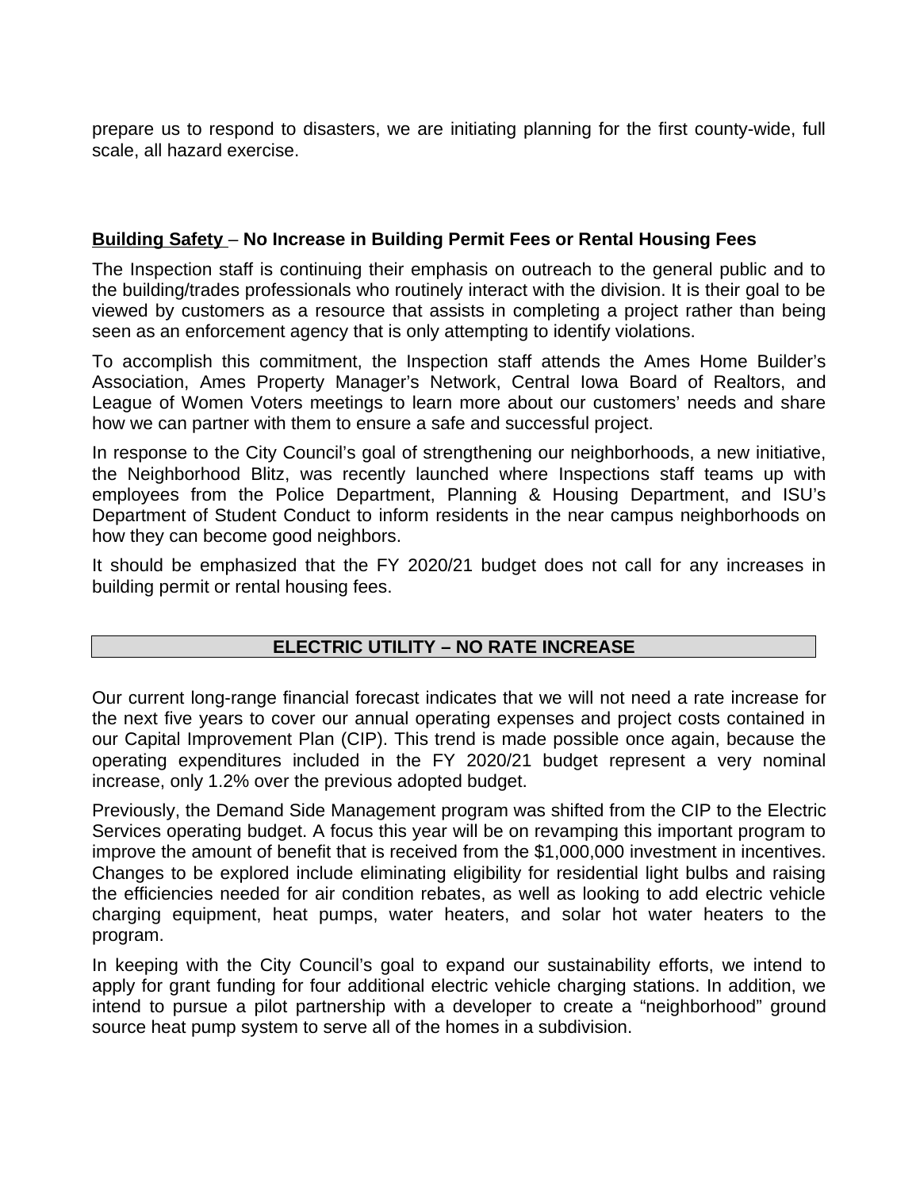prepare us to respond to disasters, we are initiating planning for the first county-wide, full scale, all hazard exercise.

**Building Safety** – **No Increase in Building Permit Fees or Rental Housing Fees**

The Inspection staff is continuing their emphasis on outreach to the general public and to the building/trades professionals who routinely interact with the division. It is their goal to be viewed by customers as a resource that assists in completing a project rather than being seen as an enforcement agency that is only attempting to identify violations.

To accomplish this commitment, the Inspection staff attends the Ames Home Builder's Association, Ames Property Manager's Network, Central Iowa Board of Realtors, and League of Women Voters meetings to learn more about our customers' needs and share how we can partner with them to ensure a safe and successful project.

In response to the City Council's goal of strengthening our neighborhoods, a new initiative, the Neighborhood Blitz, was recently launched where Inspections staff teams up with employees from the Police Department, Planning & Housing Department, and ISU's Department of Student Conduct to inform residents in the near campus neighborhoods on how they can become good neighbors.

It should be emphasized that the FY 2020/21 budget does not call for any increases in building permit or rental housing fees.

## ELECTRIC UTILITY – NO RATE INCREASE

Our current long-range financial forecast indicates that we will not need a rate increase for the next five years to cover our annual operating expenses and project costs contained in our Capital Improvement Plan (CIP). This trend is made possible once again, because the operating expenditures included in the FY 2020/21 budget represent a very nominal increase, only 1.2% over the previous adopted budget.

Previously, the Demand Side Management program was shifted from the CIP to the Electric Services operating budget. A focus this year will be on revamping this important program to improve the amount of benefit that is received from the $1,000,000 investment in incentives. Changes to be explored include eliminating eligibility for residential light bulbs and raising the efficiencies needed for air condition rebates, as well as looking to add electric vehicle charging equipment, heat pumps, water heaters, and solar hot water heaters to the program.

In keeping with the City Council's goal to expand our sustainability efforts, we intend to apply for grant funding for four additional electric vehicle charging stations. In addition, we intend to pursue a pilot partnership with a developer to create a "neighborhood" ground source heat pump system to serve all of the homes in a subdivision.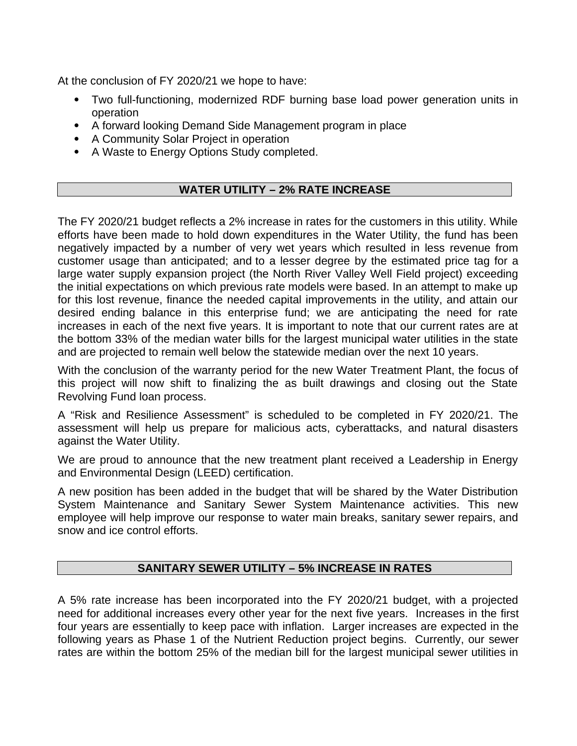At the conclusion of FY 2020/21 we hope to have:

- Two full-functioning, modernized RDF burning base load power generation units in operation
- A forward looking Demand Side Management program in place
- A Community Solar Project in operation
- A Waste to Energy Options Study completed.

## WATER UTILITY – 2% RATE INCREASE

The FY 2020/21 budget reflects a 2% increase in rates for the customers in this utility. While efforts have been made to hold down expenditures in the Water Utility, the fund has been negatively impacted by a number of very wet years which resulted in less revenue from customer usage than anticipated; and to a lesser degree by the estimated price tag for a large water supply expansion project (the North River Valley Well Field project) exceeding the initial expectations on which previous rate models were based. In an attempt to make up for this lost revenue, finance the needed capital improvements in the utility, and attain our desired ending balance in this enterprise fund; we are anticipating the need for rate increases in each of the next five years. It is important to note that our current rates are at the bottom 33% of the median water bills for the largest municipal water utilities in the state and are projected to remain well below the statewide median over the next 10 years.

With the conclusion of the warranty period for the new Water Treatment Plant, the focus of this project will now shift to finalizing the as built drawings and closing out the State Revolving Fund loan process.

A "Risk and Resilience Assessment" is scheduled to be completed in FY 2020/21. The assessment will help us prepare for malicious acts, cyberattacks, and natural disasters against the Water Utility.

We are proud to announce that the new treatment plant received a Leadership in Energy and Environmental Design (LEED) certification.

A new position has been added in the budget that will be shared by the Water Distribution System Maintenance and Sanitary Sewer System Maintenance activities. This new employee will help improve our response to water main breaks, sanitary sewer repairs, and snow and ice control efforts.

## SANITARY SEWER UTILITY – 5% INCREASE IN RATES

A 5% rate increase has been incorporated into the FY 2020/21 budget, with a projected need for additional increases every other year for the next five years. Increases in the first four years are essentially to keep pace with inflation. Larger increases are expected in the following years as Phase 1 of the Nutrient Reduction project begins. Currently, our sewer rates are within the bottom 25% of the median bill for the largest municipal sewer utilities in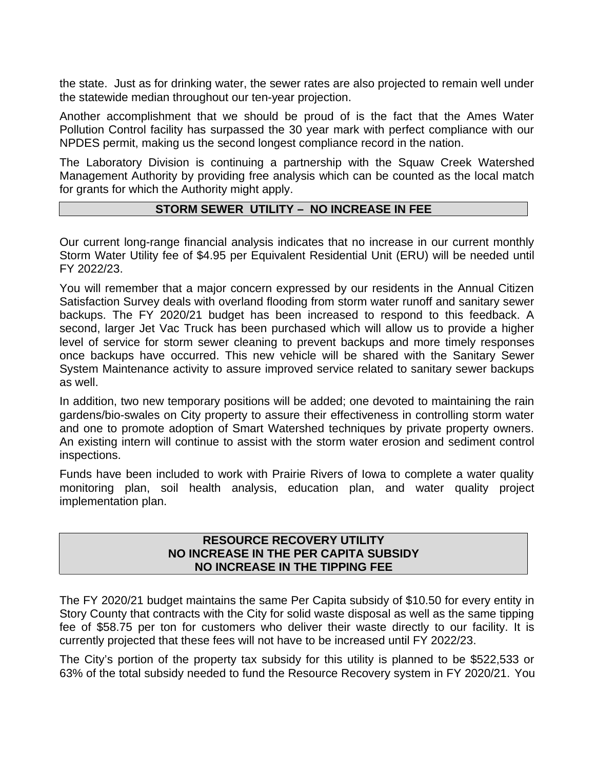the state. Just as for drinking water, the sewer rates are also projected to remain well under the statewide median throughout our ten-year projection.

Another accomplishment that we should be proud of is the fact that the Ames Water Pollution Control facility has surpassed the 30 year mark with perfect compliance with our NPDES permit, making us the second longest compliance record in the nation.

The Laboratory Division is continuing a partnership with the Squaw Creek Watershed Management Authority by providing free analysis which can be counted as the local match for grants for which the Authority might apply.

## STORM SEWER UTILITY – NO INCREASE IN FEE

Our current long-range financial analysis indicates that no increase in our current monthly Storm Water Utility fee of $4.95 per Equivalent Residential Unit (ERU) will be needed until FY 2022/23.

You will remember that a major concern expressed by our residents in the Annual Citizen Satisfaction Survey deals with overland flooding from storm water runoff and sanitary sewer backups. The FY 2020/21 budget has been increased to respond to this feedback. A second, larger Jet Vac Truck has been purchased which will allow us to provide a higher level of service for storm sewer cleaning to prevent backups and more timely responses once backups have occurred. This new vehicle will be shared with the Sanitary Sewer System Maintenance activity to assure improved service related to sanitary sewer backups as well.

In addition, two new temporary positions will be added; one devoted to maintaining the rain gardens/bio-swales on City property to assure their effectiveness in controlling storm water and one to promote adoption of Smart Watershed techniques by private property owners. An existing intern will continue to assist with the storm water erosion and sediment control inspections.

Funds have been included to work with Prairie Rivers of Iowa to complete a water quality monitoring plan, soil health analysis, education plan, and water quality project implementation plan.

## RESOURCE RECOVERY UTILITY
## NO INCREASE IN THE PER CAPITA SUBSIDY
## NO INCREASE IN THE TIPPING FEE

The FY 2020/21 budget maintains the same Per Capita subsidy of $10.50 for every entity in Story County that contracts with the City for solid waste disposal as well as the same tipping fee of $58.75 per ton for customers who deliver their waste directly to our facility. It is currently projected that these fees will not have to be increased until FY 2022/23.

The City's portion of the property tax subsidy for this utility is planned to be $522,533 or 63% of the total subsidy needed to fund the Resource Recovery system in FY 2020/21. You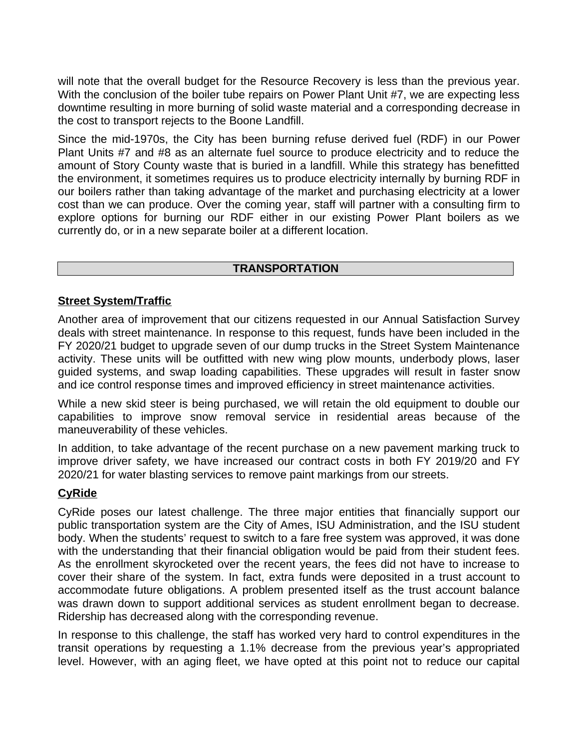will note that the overall budget for the Resource Recovery is less than the previous year. With the conclusion of the boiler tube repairs on Power Plant Unit #7, we are expecting less downtime resulting in more burning of solid waste material and a corresponding decrease in the cost to transport rejects to the Boone Landfill.

Since the mid-1970s, the City has been burning refuse derived fuel (RDF) in our Power Plant Units #7 and #8 as an alternate fuel source to produce electricity and to reduce the amount of Story County waste that is buried in a landfill. While this strategy has benefitted the environment, it sometimes requires us to produce electricity internally by burning RDF in our boilers rather than taking advantage of the market and purchasing electricity at a lower cost than we can produce. Over the coming year, staff will partner with a consulting firm to explore options for burning our RDF either in our existing Power Plant boilers as we currently do, or in a new separate boiler at a different location.

## TRANSPORTATION

### Street System/Traffic

Another area of improvement that our citizens requested in our Annual Satisfaction Survey deals with street maintenance. In response to this request, funds have been included in the FY 2020/21 budget to upgrade seven of our dump trucks in the Street System Maintenance activity. These units will be outfitted with new wing plow mounts, underbody plows, laser guided systems, and swap loading capabilities. These upgrades will result in faster snow and ice control response times and improved efficiency in street maintenance activities.

While a new skid steer is being purchased, we will retain the old equipment to double our capabilities to improve snow removal service in residential areas because of the maneuverability of these vehicles.

In addition, to take advantage of the recent purchase on a new pavement marking truck to improve driver safety, we have increased our contract costs in both FY 2019/20 and FY 2020/21 for water blasting services to remove paint markings from our streets.

### CyRide

CyRide poses our latest challenge. The three major entities that financially support our public transportation system are the City of Ames, ISU Administration, and the ISU student body. When the students' request to switch to a fare free system was approved, it was done with the understanding that their financial obligation would be paid from their student fees. As the enrollment skyrocketed over the recent years, the fees did not have to increase to cover their share of the system. In fact, extra funds were deposited in a trust account to accommodate future obligations. A problem presented itself as the trust account balance was drawn down to support additional services as student enrollment began to decrease. Ridership has decreased along with the corresponding revenue.

In response to this challenge, the staff has worked very hard to control expenditures in the transit operations by requesting a 1.1% decrease from the previous year's appropriated level. However, with an aging fleet, we have opted at this point not to reduce our capital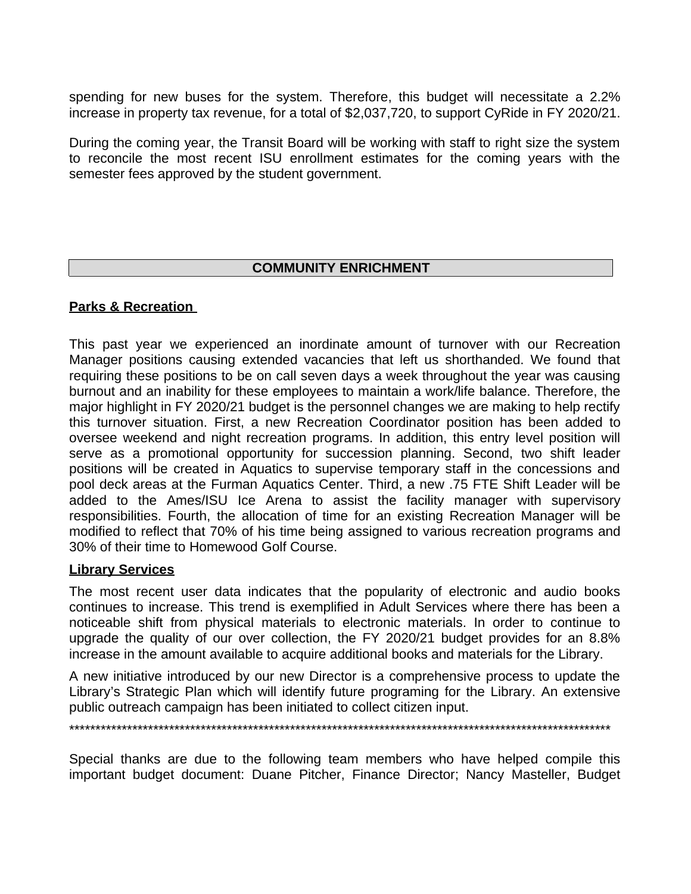spending for new buses for the system. Therefore, this budget will necessitate a 2.2% increase in property tax revenue, for a total of $2,037,720, to support CyRide in FY 2020/21.

During the coming year, the Transit Board will be working with staff to right size the system to reconcile the most recent ISU enrollment estimates for the coming years with the semester fees approved by the student government.

## COMMUNITY ENRICHMENT

**Parks & Recreation**

This past year we experienced an inordinate amount of turnover with our Recreation Manager positions causing extended vacancies that left us shorthanded. We found that requiring these positions to be on call seven days a week throughout the year was causing burnout and an inability for these employees to maintain a work/life balance. Therefore, the major highlight in FY 2020/21 budget is the personnel changes we are making to help rectify this turnover situation. First, a new Recreation Coordinator position has been added to oversee weekend and night recreation programs. In addition, this entry level position will serve as a promotional opportunity for succession planning. Second, two shift leader positions will be created in Aquatics to supervise temporary staff in the concessions and pool deck areas at the Furman Aquatics Center. Third, a new .75 FTE Shift Leader will be added to the Ames/ISU Ice Arena to assist the facility manager with supervisory responsibilities. Fourth, the allocation of time for an existing Recreation Manager will be modified to reflect that 70% of his time being assigned to various recreation programs and 30% of their time to Homewood Golf Course.

**Library Services**

The most recent user data indicates that the popularity of electronic and audio books continues to increase. This trend is exemplified in Adult Services where there has been a noticeable shift from physical materials to electronic materials. In order to continue to upgrade the quality of our over collection, the FY 2020/21 budget provides for an 8.8% increase in the amount available to acquire additional books and materials for the Library.

A new initiative introduced by our new Director is a comprehensive process to update the Library's Strategic Plan which will identify future programing for the Library. An extensive public outreach campaign has been initiated to collect citizen input.

****************************************************************************************************************

Special thanks are due to the following team members who have helped compile this important budget document: Duane Pitcher, Finance Director; Nancy Masteller, Budget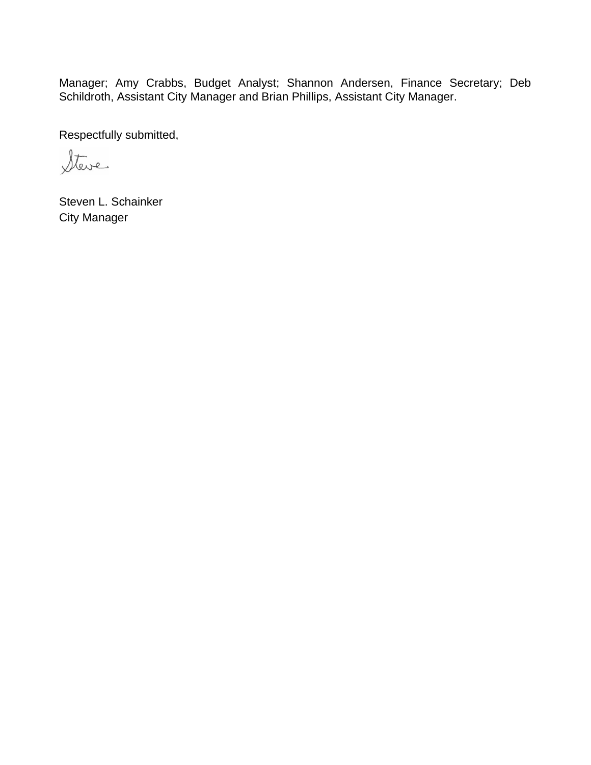Manager; Amy Crabbs, Budget Analyst; Shannon Andersen, Finance Secretary; Deb Schildroth, Assistant City Manager and Brian Phillips, Assistant City Manager.

Respectfully submitted,

Steve

Steven L. Schainker
City Manager